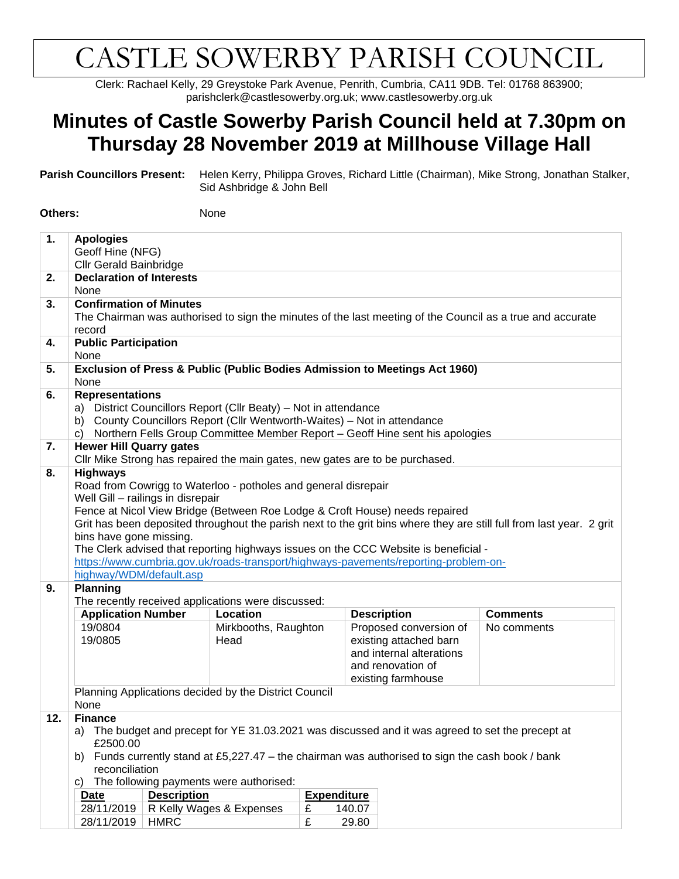# CASTLE SOWERBY PARISH COUNCIL

Clerk: Rachael Kelly, 29 Greystoke Park Avenue, Penrith, Cumbria, CA11 9DB. Tel: 01768 863900; parishclerk@castlesowerby.org.uk; www.castlesowerby.org.uk

## Minutes of Castle Sowerby Parish Council held at 7.30pm on Thursday 28 November 2019 at Millhouse Village Hall

**Parish Councillors Present:** Helen Kerry, Philippa Groves, Richard Little (Chairman), Mike Strong, Jonathan Stalker, Sid Ashbridge & John Bell

**Others:** None

**1. Apologies**

Geoff Hine (NFG)
Cllr Gerald Bainbridge

**2. Declaration of Interests**

None

**3. Confirmation of Minutes**

The Chairman was authorised to sign the minutes of the last meeting of the Council as a true and accurate record

**4. Public Participation**

None

**5. Exclusion of Press & Public (Public Bodies Admission to Meetings Act 1960)**

None

**6. Representations**

a) District Councillors Report (Cllr Beaty) – Not in attendance
b) County Councillors Report (Cllr Wentworth-Waites) – Not in attendance
c) Northern Fells Group Committee Member Report – Geoff Hine sent his apologies

**7. Hewer Hill Quarry gates**

Cllr Mike Strong has repaired the main gates, new gates are to be purchased.

**8. Highways**

Road from Cowrigg to Waterloo - potholes and general disrepair
Well Gill – railings in disrepair
Fence at Nicol View Bridge (Between Roe Lodge & Croft House) needs repaired
Grit has been deposited throughout the parish next to the grit bins where they are still full from last year. 2 grit bins have gone missing.
The Clerk advised that reporting highways issues on the CCC Website is beneficial - https://www.cumbria.gov.uk/roads-transport/highways-pavements/reporting-problem-on-highway/WDM/default.asp

**9. Planning**

The recently received applications were discussed:

| Application Number | Location | Description | Comments |
|---|---|---|---|
| 19/0804<br>19/0805 | Mirkbooths, Raughton Head | Proposed conversion of existing attached barn and internal alterations and renovation of existing farmhouse | No comments |

Planning Applications decided by the District Council
None

**12. Finance**

a) The budget and precept for YE 31.03.2021 was discussed and it was agreed to set the precept at £2500.00
b) Funds currently stand at £5,227.47 – the chairman was authorised to sign the cash book / bank reconciliation
c) The following payments were authorised:

| Date | Description | Expenditure |
|---|---|---|
| 28/11/2019 | R Kelly Wages & Expenses | £ 140.07 |
| 28/11/2019 | HMRC | £ 29.80 |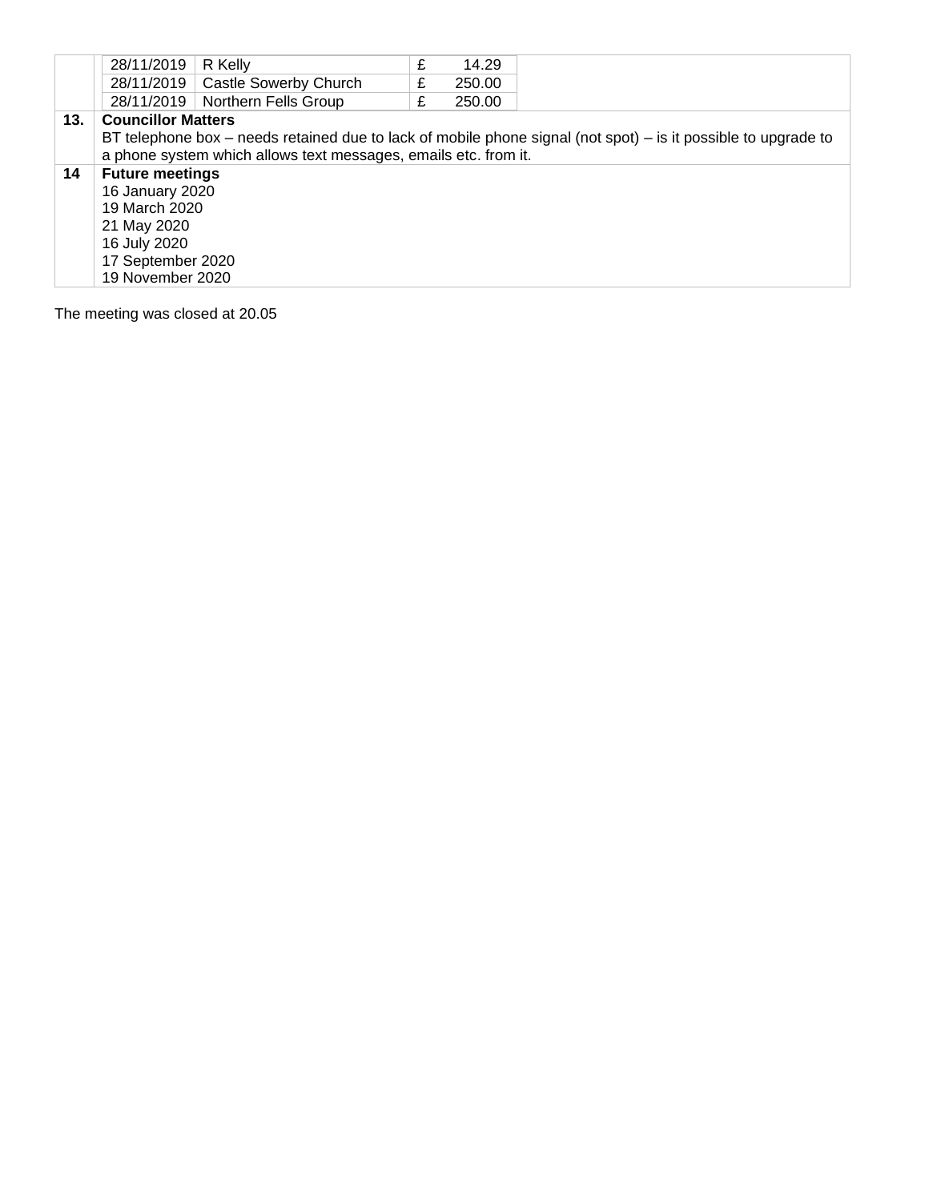| | | | |
|---|---|---|---|
| | 28/11/2019 | R Kelly | £ 14.29 |
| | 28/11/2019 | Castle Sowerby Church | £ 250.00 |
| | 28/11/2019 | Northern Fells Group | £ 250.00 |

| | |
|---|---|
| **13.** | **Councillor Matters**<br>BT telephone box – needs retained due to lack of mobile phone signal (not spot) – is it possible to upgrade to a phone system which allows text messages, emails etc. from it. |
| **14** | **Future meetings**<br>16 January 2020<br>19 March 2020<br>21 May 2020<br>16 July 2020<br>17 September 2020<br>19 November 2020 |

The meeting was closed at 20.05